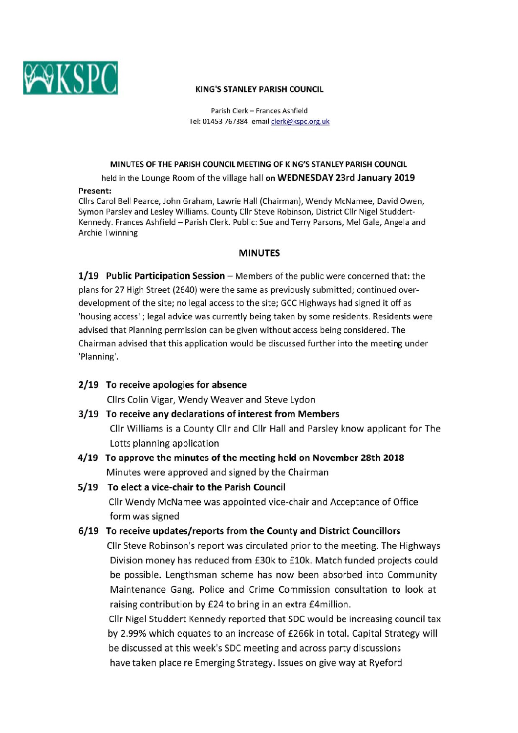KSPC

**KING'S STANLEY PARISH COUNCIL**

Parish Clerk – Frances Ashfield
Tel: 01453 767384 email clerk@kspc.org.uk

**MINUTES OF THE PARISH COUNCIL MEETING OF KING'S STANLEY PARISH COUNCIL**

held in the Lounge Room of the village hall **on WEDNESDAY 23rd January 2019**

**Present:**
Cllrs Carol Bell Pearce, John Graham, Lawrie Hall (Chairman), Wendy McNamee, David Owen, Symon Parsley and Lesley Williams. County Cllr Steve Robinson, District Cllr Nigel Studdert-Kennedy. Frances Ashfield – Parish Clerk. Public: Sue and Terry Parsons, Mel Gale, Angela and Archie Twinning

## MINUTES

**1/19 Public Participation Session** – Members of the public were concerned that: the plans for 27 High Street (2640) were the same as previously submitted; continued over-development of the site; no legal access to the site; GCC Highways had signed it off as 'housing access' ; legal advice was currently being taken by some residents. Residents were advised that Planning permission can be given without access being considered. The Chairman advised that this application would be discussed further into the meeting under 'Planning'.

**2/19 To receive apologies for absence**
Cllrs Colin Vigar, Wendy Weaver and Steve Lydon

**3/19 To receive any declarations of interest from Members**
Cllr Williams is a County Cllr and Cllr Hall and Parsley know applicant for The Lotts planning application

**4/19 To approve the minutes of the meeting held on November 28th 2018**
Minutes were approved and signed by the Chairman

**5/19 To elect a vice-chair to the Parish Council**
Cllr Wendy McNamee was appointed vice-chair and Acceptance of Office form was signed

**6/19 To receive updates/reports from the County and District Councillors**
Cllr Steve Robinson's report was circulated prior to the meeting. The Highways Division money has reduced from £30k to £10k. Match funded projects could be possible. Lengthsman scheme has now been absorbed into Community Maintenance Gang. Police and Crime Commission consultation to look at raising contribution by £24 to bring in an extra £4million.
Cllr Nigel Studdert Kennedy reported that SDC would be increasing council tax by 2.99% which equates to an increase of £266k in total. Capital Strategy will be discussed at this week's SDC meeting and across party discussions have taken place re Emerging Strategy. Issues on give way at Ryeford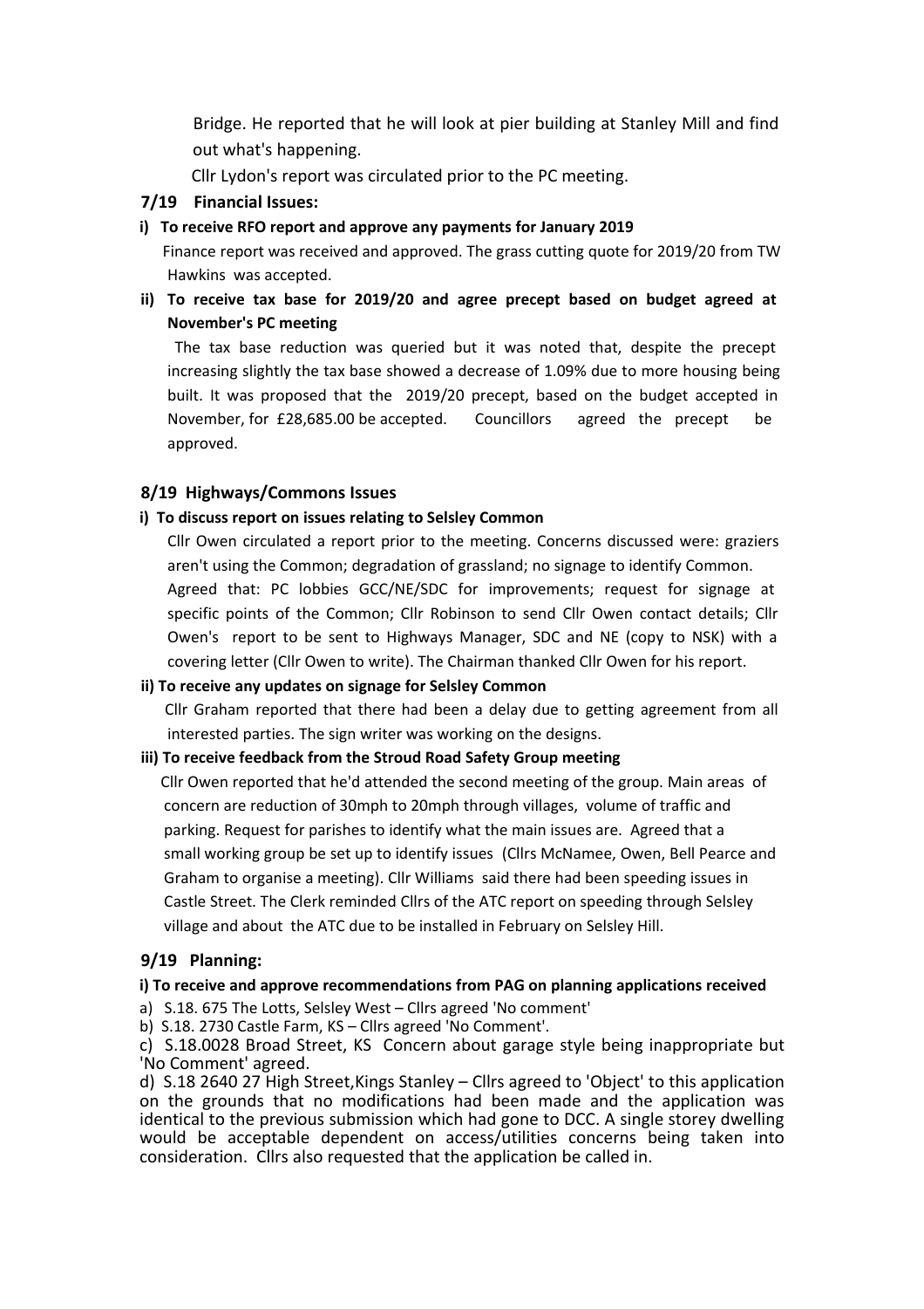Bridge. He reported that he will look at pier building at Stanley Mill and find out what's happening.

Cllr Lydon's report was circulated prior to the PC meeting.

## 7/19 Financial Issues:

**i) To receive RFO report and approve any payments for January 2019**

Finance report was received and approved. The grass cutting quote for 2019/20 from TW Hawkins was accepted.

**ii) To receive tax base for 2019/20 and agree precept based on budget agreed at November's PC meeting**

The tax base reduction was queried but it was noted that, despite the precept increasing slightly the tax base showed a decrease of 1.09% due to more housing being built. It was proposed that the 2019/20 precept, based on the budget accepted in November, for £28,685.00 be accepted. Councillors agreed the precept be approved.

## 8/19 Highways/Commons Issues

**i) To discuss report on issues relating to Selsley Common**

Cllr Owen circulated a report prior to the meeting. Concerns discussed were: graziers aren't using the Common; degradation of grassland; no signage to identify Common. Agreed that: PC lobbies GCC/NE/SDC for improvements; request for signage at specific points of the Common; Cllr Robinson to send Cllr Owen contact details; Cllr Owen's report to be sent to Highways Manager, SDC and NE (copy to NSK) with a covering letter (Cllr Owen to write). The Chairman thanked Cllr Owen for his report.

**ii) To receive any updates on signage for Selsley Common**

Cllr Graham reported that there had been a delay due to getting agreement from all interested parties. The sign writer was working on the designs.

**iii) To receive feedback from the Stroud Road Safety Group meeting**

Cllr Owen reported that he'd attended the second meeting of the group. Main areas of concern are reduction of 30mph to 20mph through villages, volume of traffic and parking. Request for parishes to identify what the main issues are. Agreed that a small working group be set up to identify issues (Cllrs McNamee, Owen, Bell Pearce and Graham to organise a meeting). Cllr Williams said there had been speeding issues in Castle Street. The Clerk reminded Cllrs of the ATC report on speeding through Selsley village and about the ATC due to be installed in February on Selsley Hill.

## 9/19 Planning:

**i) To receive and approve recommendations from PAG on planning applications received**

a) S.18. 675 The Lotts, Selsley West – Cllrs agreed 'No comment'

b) S.18. 2730 Castle Farm, KS – Cllrs agreed 'No Comment'.

c) S.18.0028 Broad Street, KS Concern about garage style being inappropriate but 'No Comment' agreed.

d) S.18 2640 27 High Street,Kings Stanley – Cllrs agreed to 'Object' to this application on the grounds that no modifications had been made and the application was identical to the previous submission which had gone to DCC. A single storey dwelling would be acceptable dependent on access/utilities concerns being taken into consideration. Cllrs also requested that the application be called in.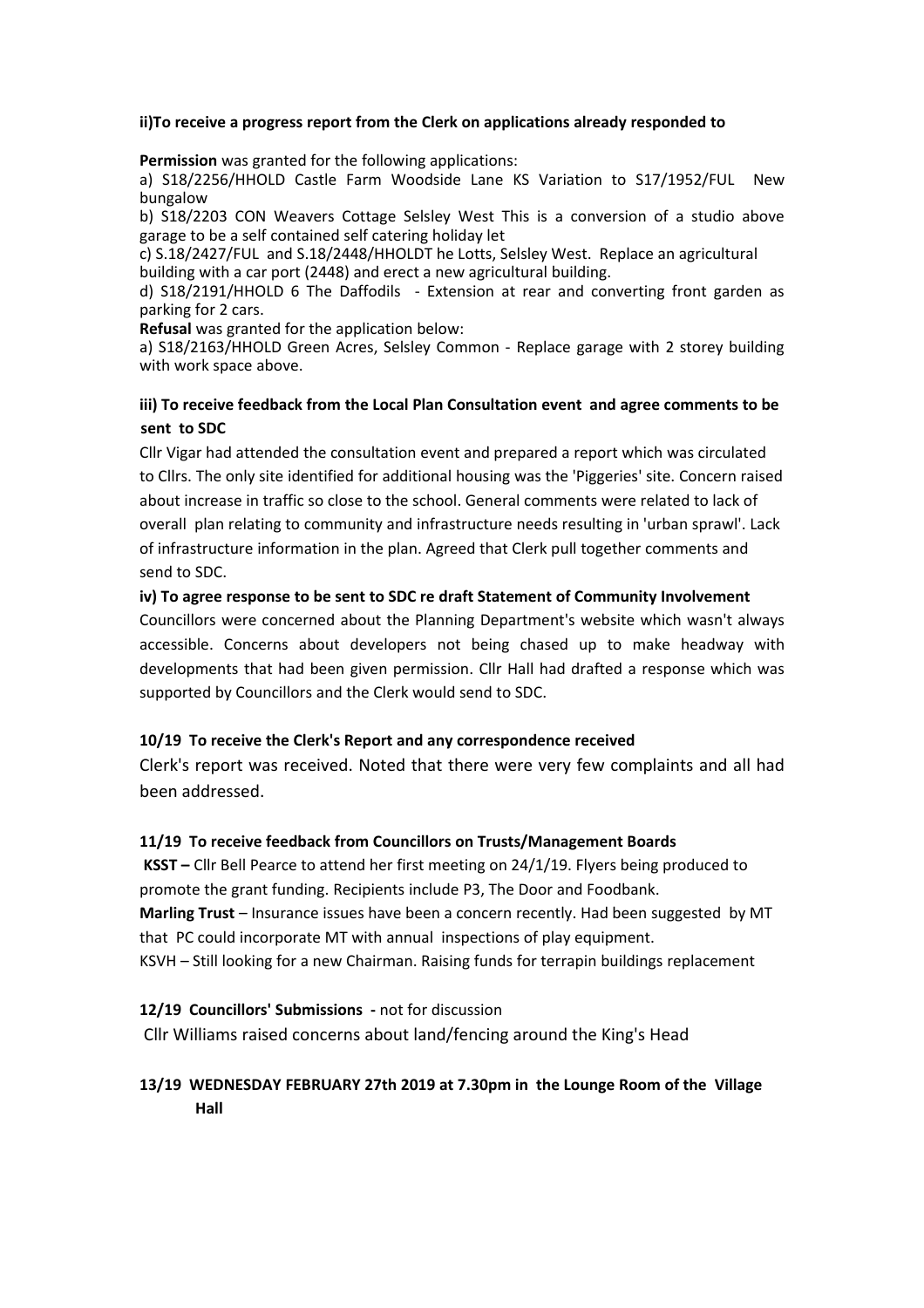**ii)To receive a progress report from the Clerk on applications already responded to**

**Permission** was granted for the following applications:

a) S18/2256/HHOLD Castle Farm Woodside Lane KS Variation to S17/1952/FUL New bungalow

b) S18/2203 CON Weavers Cottage Selsley West This is a conversion of a studio above garage to be a self contained self catering holiday let

c) S.18/2427/FUL and S.18/2448/HHOLDT he Lotts, Selsley West. Replace an agricultural building with a car port (2448) and erect a new agricultural building.

d) S18/2191/HHOLD 6 The Daffodils - Extension at rear and converting front garden as parking for 2 cars.

**Refusal** was granted for the application below:

a) S18/2163/HHOLD Green Acres, Selsley Common - Replace garage with 2 storey building with work space above.

**iii) To receive feedback from the Local Plan Consultation event and agree comments to be sent to SDC**

Cllr Vigar had attended the consultation event and prepared a report which was circulated to Cllrs. The only site identified for additional housing was the 'Piggeries' site. Concern raised about increase in traffic so close to the school. General comments were related to lack of overall plan relating to community and infrastructure needs resulting in 'urban sprawl'. Lack of infrastructure information in the plan. Agreed that Clerk pull together comments and send to SDC.

**iv) To agree response to be sent to SDC re draft Statement of Community Involvement**

Councillors were concerned about the Planning Department's website which wasn't always accessible. Concerns about developers not being chased up to make headway with developments that had been given permission. Cllr Hall had drafted a response which was supported by Councillors and the Clerk would send to SDC.

**10/19 To receive the Clerk's Report and any correspondence received**

Clerk's report was received. Noted that there were very few complaints and all had been addressed.

**11/19 To receive feedback from Councillors on Trusts/Management Boards**

**KSST –** Cllr Bell Pearce to attend her first meeting on 24/1/19. Flyers being produced to promote the grant funding. Recipients include P3, The Door and Foodbank.

**Marling Trust** – Insurance issues have been a concern recently. Had been suggested by MT that PC could incorporate MT with annual inspections of play equipment.

KSVH – Still looking for a new Chairman. Raising funds for terrapin buildings replacement

**12/19 Councillors' Submissions -** not for discussion

Cllr Williams raised concerns about land/fencing around the King's Head

**13/19 WEDNESDAY FEBRUARY 27th 2019 at 7.30pm in the Lounge Room of the Village Hall**